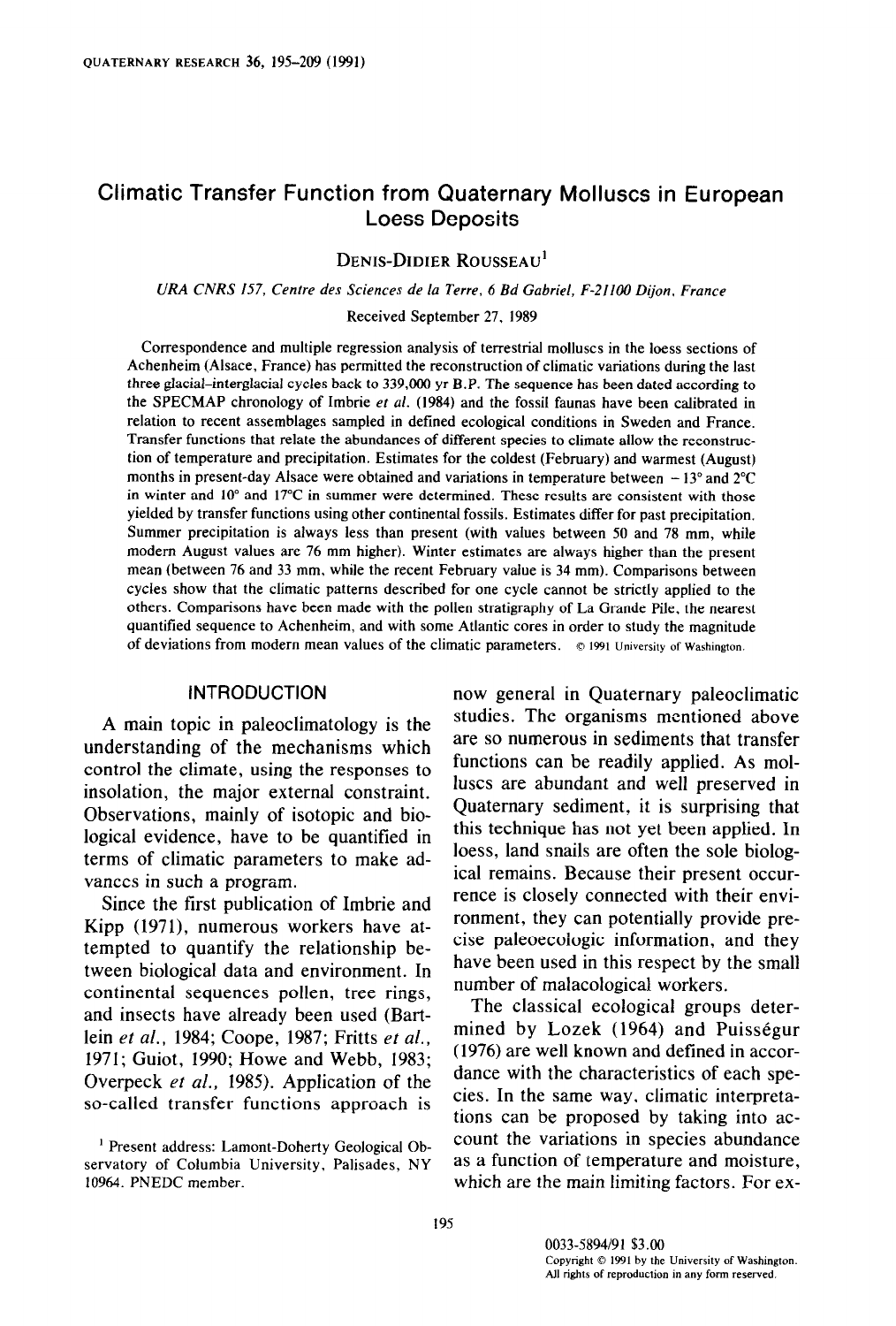# Climatic Transfer Function from Quaternary Molluscs in European Loess Deposits

Denis-Didier Rousseau[1]

*URA CNRS 157, Centre des Sciences de la Terre, 6 Bd Gabriel, F-21100 Dijon, France*

Received September 27, 1989

Correspondence and multiple regression analysis of terrestrial molluscs in the loess sections of Achenheim (Alsace, France) has permitted the reconstruction of climatic variations during the last three glacial–interglacial cycles back to 339,000 yr B.P. The sequence has been dated according to the SPECMAP chronology of Imbrie *et al.* (1984) and the fossil faunas have been calibrated in relation to recent assemblages sampled in defined ecological conditions in Sweden and France. Transfer functions that relate the abundances of different species to climate allow the reconstruction of temperature and precipitation. Estimates for the coldest (February) and warmest (August) months in present-day Alsace were obtained and variations in temperature between −13° and 2°C in winter and 10° and 17°C in summer were determined. These results are consistent with those yielded by transfer functions using other continental fossils. Estimates differ for past precipitation. Summer precipitation is always less than present (with values between 50 and 78 mm, while modern August values are 76 mm higher). Winter estimates are always higher than the present mean (between 76 and 33 mm, while the recent February value is 34 mm). Comparisons between cycles show that the climatic patterns described for one cycle cannot be strictly applied to the others. Comparisons have been made with the pollen stratigraphy of La Grande Pile, the nearest quantified sequence to Achenheim, and with some Atlantic cores in order to study the magnitude of deviations from modern mean values of the climatic parameters. © 1991 University of Washington.

## INTRODUCTION

A main topic in paleoclimatology is the understanding of the mechanisms which control the climate, using the responses to insolation, the major external constraint. Observations, mainly of isotopic and biological evidence, have to be quantified in terms of climatic parameters to make advances in such a program.

Since the first publication of Imbrie and Kipp (1971), numerous workers have attempted to quantify the relationship between biological data and environment. In continental sequences pollen, tree rings, and insects have already been used (Bartlein *et al.*, 1984; Coope, 1987; Fritts *et al.*, 1971; Guiot, 1990; Howe and Webb, 1983; Overpeck *et al.*, 1985). Application of the so-called transfer functions approach is now general in Quaternary paleoclimatic studies. The organisms mentioned above are so numerous in sediments that transfer functions can be readily applied. As molluscs are abundant and well preserved in Quaternary sediment, it is surprising that this technique has not yet been applied. In loess, land snails are often the sole biological remains. Because their present occurrence is closely connected with their environment, they can potentially provide precise paleoecologic information, and they have been used in this respect by the small number of malacological workers.

The classical ecological groups determined by Lozek (1964) and Puisségur (1976) are well known and defined in accordance with the characteristics of each species. In the same way, climatic interpretations can be proposed by taking into account the variations in species abundance as a function of temperature and moisture, which are the main limiting factors. For ex-

[1] Present address: Lamont-Doherty Geological Observatory of Columbia University, Palisades, NY 10964. PNEDC member.

0033-5894/91 $3.00
Copyright © 1991 by the University of Washington.
All rights of reproduction in any form reserved.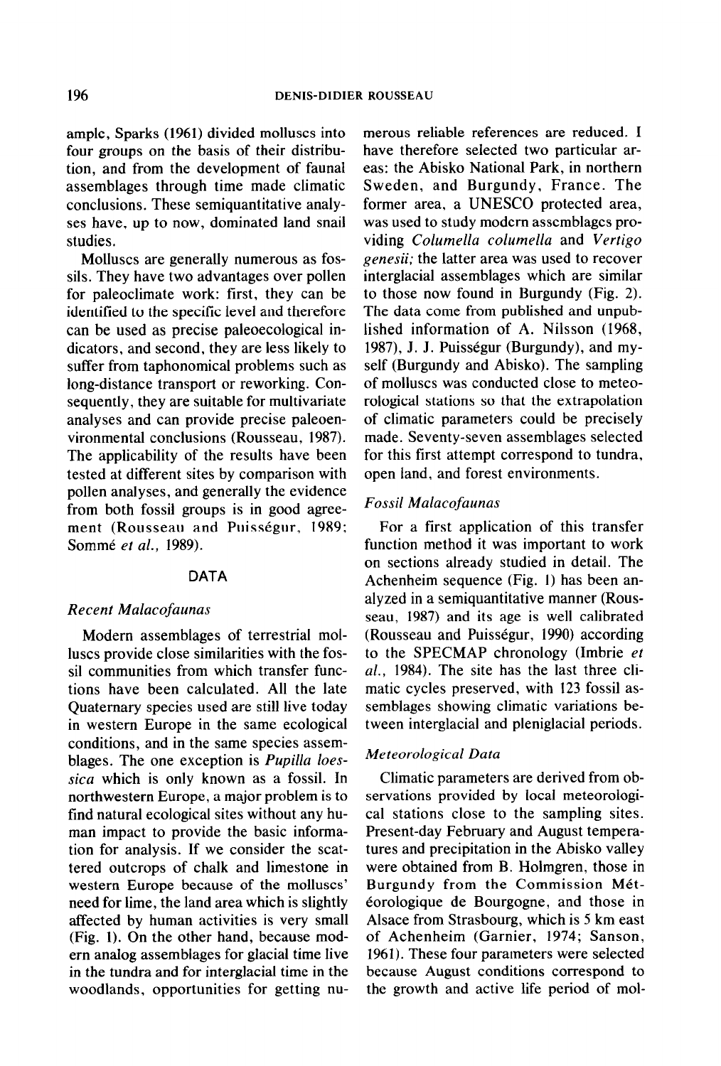ample, Sparks (1961) divided molluscs into four groups on the basis of their distribution, and from the development of faunal assemblages through time made climatic conclusions. These semiquantitative analyses have, up to now, dominated land snail studies.

Molluscs are generally numerous as fossils. They have two advantages over pollen for paleoclimate work: first, they can be identified to the specific level and therefore can be used as precise paleoecological indicators, and second, they are less likely to suffer from taphonomical problems such as long-distance transport or reworking. Consequently, they are suitable for multivariate analyses and can provide precise paleoenvironmental conclusions (Rousseau, 1987). The applicability of the results have been tested at different sites by comparison with pollen analyses, and generally the evidence from both fossil groups is in good agreement (Rousseau and Puisségur, 1989; Sommé *et al.*, 1989).

## DATA

### *Recent Malacofaunas*

Modern assemblages of terrestrial molluscs provide close similarities with the fossil communities from which transfer functions have been calculated. All the late Quaternary species used are still live today in western Europe in the same ecological conditions, and in the same species assemblages. The one exception is *Pupilla loessica* which is only known as a fossil. In northwestern Europe, a major problem is to find natural ecological sites without any human impact to provide the basic information for analysis. If we consider the scattered outcrops of chalk and limestone in western Europe because of the molluscs' need for lime, the land area which is slightly affected by human activities is very small (Fig. 1). On the other hand, because modern analog assemblages for glacial time live in the tundra and for interglacial time in the woodlands, opportunities for getting numerous reliable references are reduced. I have therefore selected two particular areas: the Abisko National Park, in northern Sweden, and Burgundy, France. The former area, a UNESCO protected area, was used to study modern assemblages providing *Columella columella* and *Vertigo genesii;* the latter area was used to recover interglacial assemblages which are similar to those now found in Burgundy (Fig. 2). The data come from published and unpublished information of A. Nilsson (1968, 1987), J. J. Puisségur (Burgundy), and myself (Burgundy and Abisko). The sampling of molluscs was conducted close to meteorological stations so that the extrapolation of climatic parameters could be precisely made. Seventy-seven assemblages selected for this first attempt correspond to tundra, open land, and forest environments.

### *Fossil Malacofaunas*

For a first application of this transfer function method it was important to work on sections already studied in detail. The Achenheim sequence (Fig. 1) has been analyzed in a semiquantitative manner (Rousseau, 1987) and its age is well calibrated (Rousseau and Puisségur, 1990) according to the SPECMAP chronology (Imbrie *et al.*, 1984). The site has the last three climatic cycles preserved, with 123 fossil assemblages showing climatic variations between interglacial and pleniglacial periods.

### *Meteorological Data*

Climatic parameters are derived from observations provided by local meteorological stations close to the sampling sites. Present-day February and August temperatures and precipitation in the Abisko valley were obtained from B. Holmgren, those in Burgundy from the Commission Météorologique de Bourgogne, and those in Alsace from Strasbourg, which is 5 km east of Achenheim (Garnier, 1974; Sanson, 1961). These four parameters were selected because August conditions correspond to the growth and active life period of mol-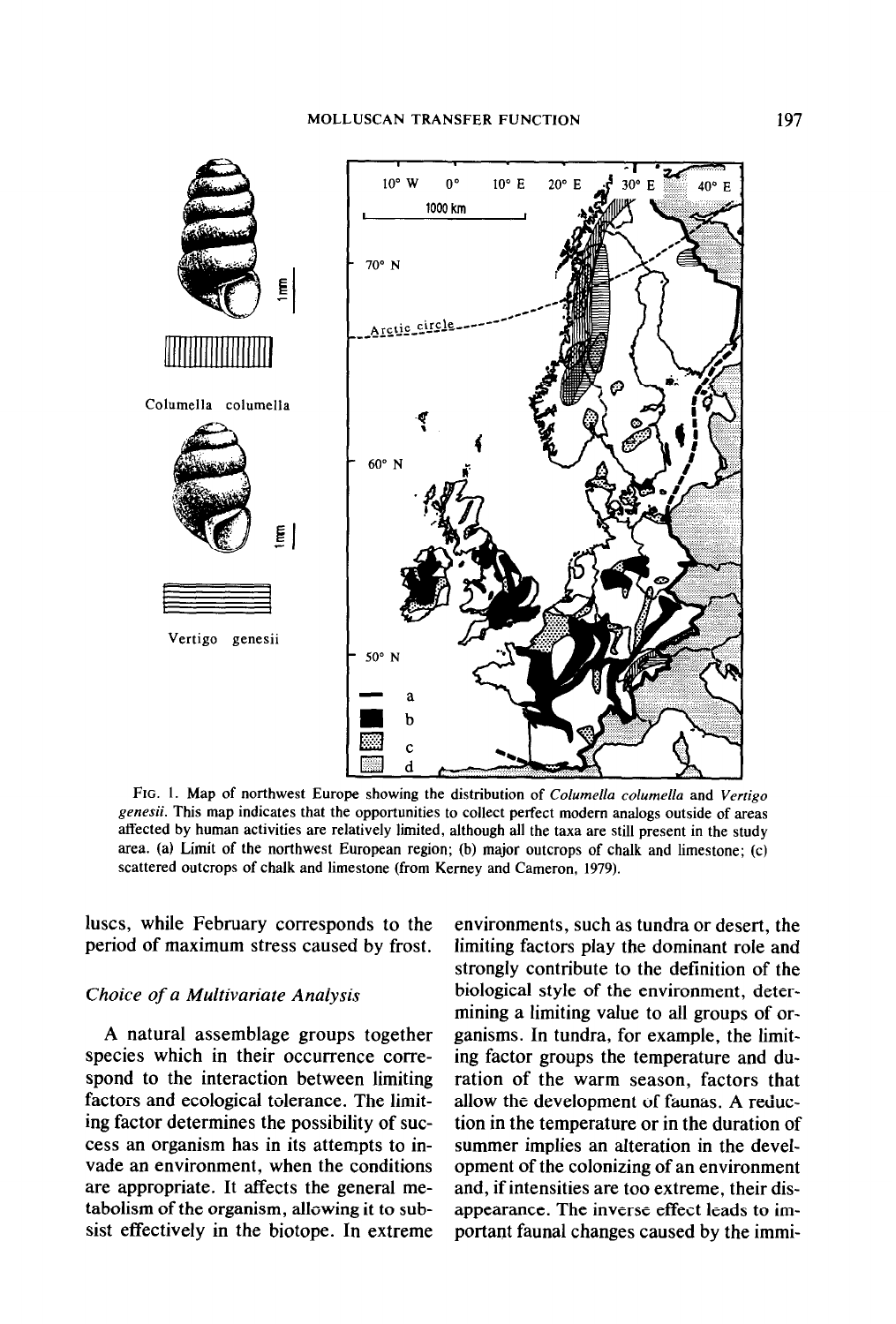FIG. 1. Map of northwest Europe showing the distribution of *Columella columella* and *Vertigo genesii*. This map indicates that the opportunities to collect perfect modern analogs outside of areas affected by human activities are relatively limited, although all the taxa are still present in the study area. (a) Limit of the northwest European region; (b) major outcrops of chalk and limestone; (c) scattered outcrops of chalk and limestone (from Kerney and Cameron, 1979).

luscs, while February corresponds to the period of maximum stress caused by frost.

### *Choice of a Multivariate Analysis*

A natural assemblage groups together species which in their occurrence correspond to the interaction between limiting factors and ecological tolerance. The limiting factor determines the possibility of success an organism has in its attempts to invade an environment, when the conditions are appropriate. It affects the general metabolism of the organism, allowing it to subsist effectively in the biotope. In extreme environments, such as tundra or desert, the limiting factors play the dominant role and strongly contribute to the definition of the biological style of the environment, determining a limiting value to all groups of organisms. In tundra, for example, the limiting factor groups the temperature and duration of the warm season, factors that allow the development of faunas. A reduction in the temperature or in the duration of summer implies an alteration in the development of the colonizing of an environment and, if intensities are too extreme, their disappearance. The inverse effect leads to important faunal changes caused by the immi-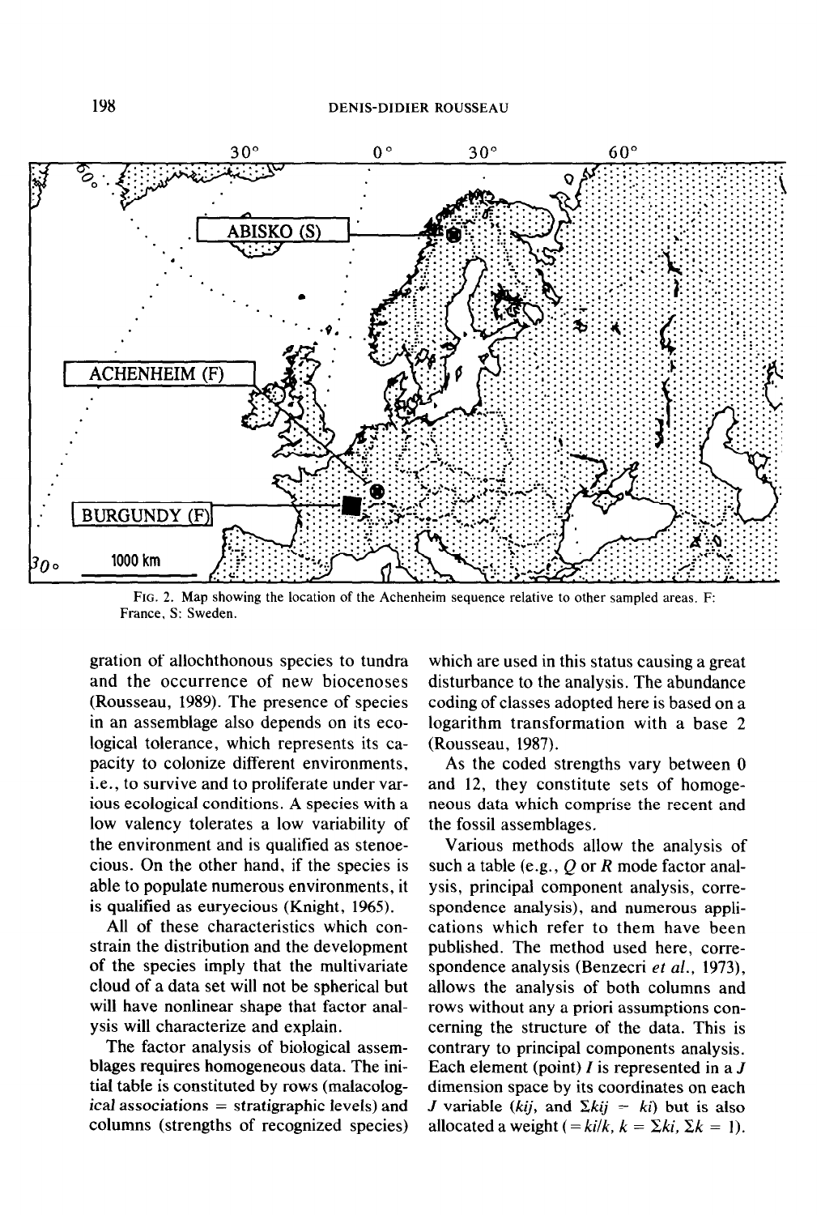FIG. 2. Map showing the location of the Achenheim sequence relative to other sampled areas. F: France, S: Sweden.

gration of allochthonous species to tundra and the occurrence of new biocenoses (Rousseau, 1989). The presence of species in an assemblage also depends on its ecological tolerance, which represents its capacity to colonize different environments, i.e., to survive and to proliferate under various ecological conditions. A species with a low valency tolerates a low variability of the environment and is qualified as stenoecious. On the other hand, if the species is able to populate numerous environments, it is qualified as euryecious (Knight, 1965).

All of these characteristics which constrain the distribution and the development of the species imply that the multivariate cloud of a data set will not be spherical but will have nonlinear shape that factor analysis will characterize and explain.

The factor analysis of biological assemblages requires homogeneous data. The initial table is constituted by rows (malacological associations = stratigraphic levels) and columns (strengths of recognized species) which are used in this status causing a great disturbance to the analysis. The abundance coding of classes adopted here is based on a logarithm transformation with a base 2 (Rousseau, 1987).

As the coded strengths vary between 0 and 12, they constitute sets of homogeneous data which comprise the recent and the fossil assemblages.

Various methods allow the analysis of such a table (e.g., *Q* or *R* mode factor analysis, principal component analysis, correspondence analysis), and numerous applications which refer to them have been published. The method used here, correspondence analysis (Benzecri *et al.*, 1973), allows the analysis of both columns and rows without any a priori assumptions concerning the structure of the data. This is contrary to principal components analysis. Each element (point) $I$ is represented in a $J$ dimension space by its coordinates on each $J$ variable ($kij$, and $\Sigma kij = ki$) but is also allocated a weight ($= ki/k$, $k = \Sigma ki$, $\Sigma k = 1$).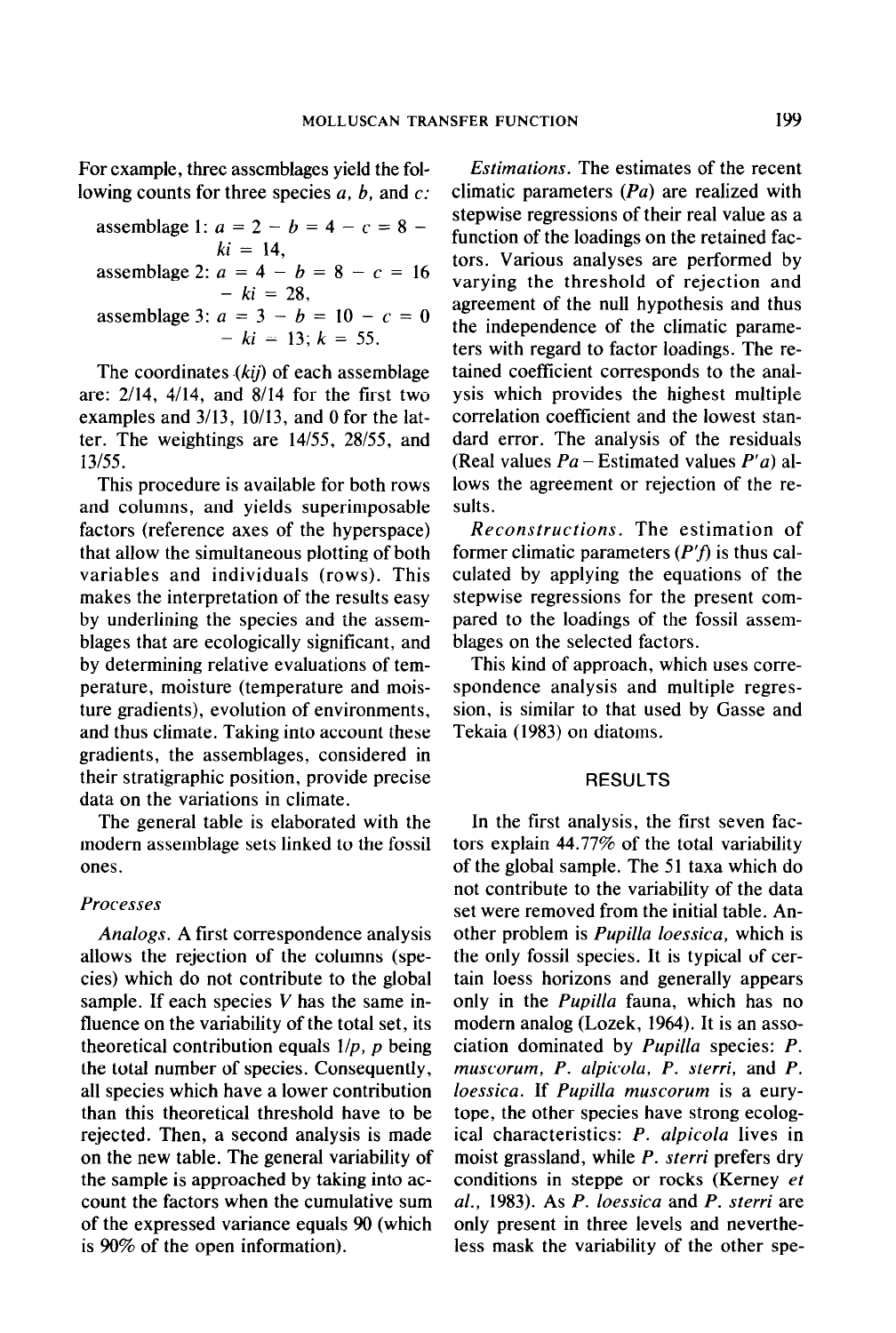For example, three assemblages yield the following counts for three species $a$, $b$, and $c$:

assemblage 1: $a = 2 - b = 4 - c = 8 - ki = 14$,

assemblage 2: $a = 4 - b = 8 - c = 16 - ki = 28$,

assemblage 3: $a = 3 - b = 10 - c = 0 - ki = 13$; $k = 55$.

The coordinates ($kij$) of each assemblage are: 2/14, 4/14, and 8/14 for the first two examples and 3/13, 10/13, and 0 for the latter. The weightings are 14/55, 28/55, and 13/55.

This procedure is available for both rows and columns, and yields superimposable factors (reference axes of the hyperspace) that allow the simultaneous plotting of both variables and individuals (rows). This makes the interpretation of the results easy by underlining the species and the assemblages that are ecologically significant, and by determining relative evaluations of temperature, moisture (temperature and moisture gradients), evolution of environments, and thus climate. Taking into account these gradients, the assemblages, considered in their stratigraphic position, provide precise data on the variations in climate.

The general table is elaborated with the modern assemblage sets linked to the fossil ones.

### *Processes*

*Analogs.* A first correspondence analysis allows the rejection of the columns (species) which do not contribute to the global sample. If each species $V$ has the same influence on the variability of the total set, its theoretical contribution equals $1/p$, $p$ being the total number of species. Consequently, all species which have a lower contribution than this theoretical threshold have to be rejected. Then, a second analysis is made on the new table. The general variability of the sample is approached by taking into account the factors when the cumulative sum of the expressed variance equals 90 (which is 90% of the open information).

*Estimations.* The estimates of the recent climatic parameters ($Pa$) are realized with stepwise regressions of their real value as a function of the loadings on the retained factors. Various analyses are performed by varying the threshold of rejection and agreement of the null hypothesis and thus the independence of the climatic parameters with regard to factor loadings. The retained coefficient corresponds to the analysis which provides the highest multiple correlation coefficient and the lowest standard error. The analysis of the residuals (Real values $Pa$ − Estimated values $P'a$) allows the agreement or rejection of the results.

*Reconstructions.* The estimation of former climatic parameters ($P'f$) is thus calculated by applying the equations of the stepwise regressions for the present compared to the loadings of the fossil assemblages on the selected factors.

This kind of approach, which uses correspondence analysis and multiple regression, is similar to that used by Gasse and Tekaia (1983) on diatoms.

## RESULTS

In the first analysis, the first seven factors explain 44.77% of the total variability of the global sample. The 51 taxa which do not contribute to the variability of the data set were removed from the initial table. Another problem is *Pupilla loessica,* which is the only fossil species. It is typical of certain loess horizons and generally appears only in the *Pupilla* fauna, which has no modern analog (Lozek, 1964). It is an association dominated by *Pupilla* species: *P. muscorum, P. alpicola, P. sterri,* and *P. loessica.* If *Pupilla muscorum* is a eurytope, the other species have strong ecological characteristics: *P. alpicola* lives in moist grassland, while *P. sterri* prefers dry conditions in steppe or rocks (Kerney *et al.*, 1983). As *P. loessica* and *P. sterri* are only present in three levels and nevertheless mask the variability of the other spe-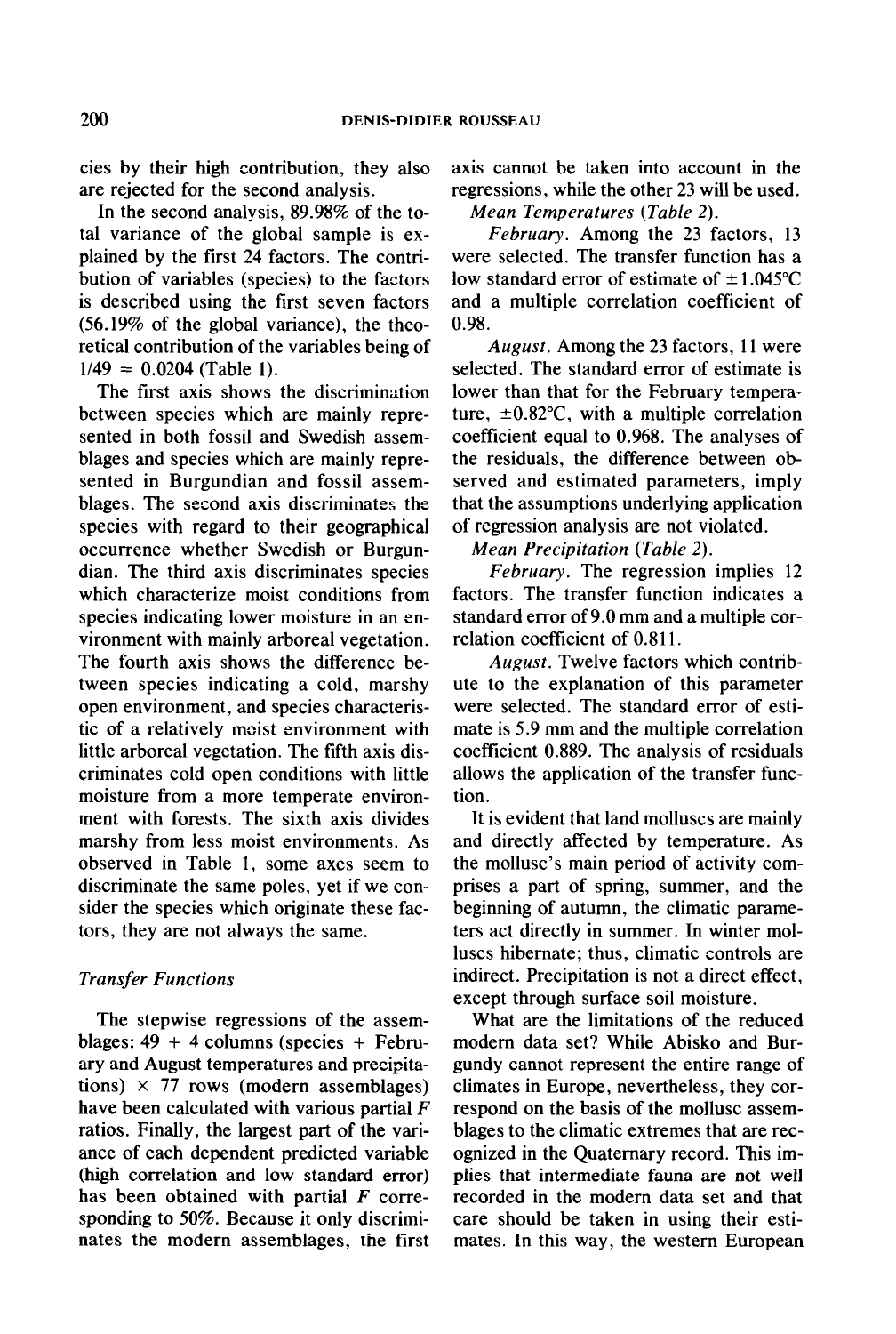cies by their high contribution, they also are rejected for the second analysis.

In the second analysis, 89.98% of the total variance of the global sample is explained by the first 24 factors. The contribution of variables (species) to the factors is described using the first seven factors (56.19% of the global variance), the theoretical contribution of the variables being of $1/49 = 0.0204$ (Table 1).

The first axis shows the discrimination between species which are mainly represented in both fossil and Swedish assemblages and species which are mainly represented in Burgundian and fossil assemblages. The second axis discriminates the species with regard to their geographical occurrence whether Swedish or Burgundian. The third axis discriminates species which characterize moist conditions from species indicating lower moisture in an environment with mainly arboreal vegetation. The fourth axis shows the difference between species indicating a cold, marshy open environment, and species characteristic of a relatively moist environment with little arboreal vegetation. The fifth axis discriminates cold open conditions with little moisture from a more temperate environment with forests. The sixth axis divides marshy from less moist environments. As observed in Table 1, some axes seem to discriminate the same poles, yet if we consider the species which originate these factors, they are not always the same.

### *Transfer Functions*

The stepwise regressions of the assemblages: 49 + 4 columns (species + February and August temperatures and precipitations) × 77 rows (modern assemblages) have been calculated with various partial $F$ ratios. Finally, the largest part of the variance of each dependent predicted variable (high correlation and low standard error) has been obtained with partial $F$ corresponding to 50%. Because it only discriminates the modern assemblages, the first axis cannot be taken into account in the regressions, while the other 23 will be used.

*Mean Temperatures (Table 2).*

*February.* Among the 23 factors, 13 were selected. The transfer function has a low standard error of estimate of ±1.045°C and a multiple correlation coefficient of 0.98.

*August.* Among the 23 factors, 11 were selected. The standard error of estimate is lower than that for the February temperature, ±0.82°C, with a multiple correlation coefficient equal to 0.968. The analyses of the residuals, the difference between observed and estimated parameters, imply that the assumptions underlying application of regression analysis are not violated.

*Mean Precipitation (Table 2).*

*February.* The regression implies 12 factors. The transfer function indicates a standard error of 9.0 mm and a multiple correlation coefficient of 0.811.

*August.* Twelve factors which contribute to the explanation of this parameter were selected. The standard error of estimate is 5.9 mm and the multiple correlation coefficient 0.889. The analysis of residuals allows the application of the transfer function.

It is evident that land molluscs are mainly and directly affected by temperature. As the mollusc's main period of activity comprises a part of spring, summer, and the beginning of autumn, the climatic parameters act directly in summer. In winter molluscs hibernate; thus, climatic controls are indirect. Precipitation is not a direct effect, except through surface soil moisture.

What are the limitations of the reduced modern data set? While Abisko and Burgundy cannot represent the entire range of climates in Europe, nevertheless, they correspond on the basis of the mollusc assemblages to the climatic extremes that are recognized in the Quaternary record. This implies that intermediate fauna are not well recorded in the modern data set and that care should be taken in using their estimates. In this way, the western European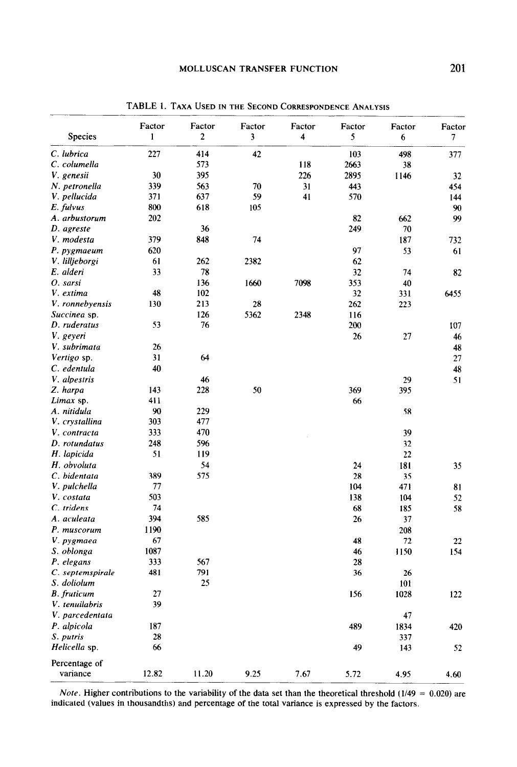TABLE 1. Taxa Used in the Second Correspondence Analysis

| Species | Factor 1 | Factor 2 | Factor 3 | Factor 4 | Factor 5 | Factor 6 | Factor 7 |
|---|---|---|---|---|---|---|---|
| *C. lubrica* | 227 | 414 | 42 | | 103 | 498 | 377 |
| *C. columella* | | 573 | | 118 | 2663 | 38 | |
| *V. genesii* | 30 | 395 | | 226 | 2895 | 1146 | 32 |
| *N. petronella* | 339 | 563 | 70 | 31 | 443 | | 454 |
| *V. pellucida* | 371 | 637 | 59 | 41 | 570 | | 144 |
| *E. fulvus* | 800 | 618 | 105 | | | | 90 |
| *A. arbustorum* | 202 | | | | 82 | 662 | 99 |
| *D. agreste* | | 36 | | | 249 | 70 | |
| *V. modesta* | 379 | 848 | 74 | | | 187 | 732 |
| *P. pygmaeum* | 620 | | | | 97 | 53 | 61 |
| *V. lilljeborgi* | 61 | 262 | 2382 | | 62 | | |
| *E. alderi* | 33 | 78 | | | 32 | 74 | 82 |
| *O. sarsi* | | 136 | 1660 | 7098 | 353 | 40 | |
| *V. extima* | 48 | 102 | | | 32 | 331 | 6455 |
| *V. ronnebyensis* | 130 | 213 | 28 | | 262 | 223 | |
| *Succinea* sp. | | 126 | 5362 | 2348 | 116 | | |
| *D. ruderatus* | 53 | 76 | | | 200 | | 107 |
| *V. geyeri* | | | | | 26 | 27 | 46 |
| *V. subrimata* | 26 | | | | | | 48 |
| *Vertigo* sp. | 31 | 64 | | | | | 27 |
| *C. edentula* | 40 | | | | | | 48 |
| *V. alpestris* | | 46 | | | | 29 | 51 |
| *Z. harpa* | 143 | 228 | 50 | | 369 | 395 | |
| *Limax* sp. | 411 | | | | 66 | | |
| *A. nitidula* | 90 | 229 | | | | 58 | |
| *V. crystallina* | 303 | 477 | | | | | |
| *V. contracta* | 333 | 470 | | | | 39 | |
| *D. rotundatus* | 248 | 596 | | | | 32 | |
| *H. lapicida* | 51 | 119 | | | | 22 | |
| *H. obvoluta* | | 54 | | | 24 | 181 | 35 |
| *C. bidentata* | 389 | 575 | | | 28 | 35 | |
| *V. pulchella* | 77 | | | | 104 | 471 | 81 |
| *V. costata* | 503 | | | | 138 | 104 | 52 |
| *C. tridens* | 74 | | | | 68 | 185 | 58 |
| *A. aculeata* | 394 | 585 | | | 26 | 37 | |
| *P. muscorum* | 1190 | | | | | 208 | |
| *V. pygmaea* | 67 | | | | 48 | 72 | 22 |
| *S. oblonga* | 1087 | | | | 46 | 1150 | 154 |
| *P. elegans* | 333 | 567 | | | 28 | | |
| *C. septemspirale* | 481 | 791 | | | 36 | 26 | |
| *S. doliolum* | | 25 | | | | 101 | |
| *B. fruticum* | 27 | | | | 156 | 1028 | 122 |
| *V. tenuilabris* | 39 | | | | | | |
| *V. parcedentata* | | | | | | 47 | |
| *P. alpicola* | 187 | | | | 489 | 1834 | 420 |
| *S. putris* | 28 | | | | | 337 | |
| *Helicella* sp. | 66 | | | | 49 | 143 | 52 |
| Percentage of variance | 12.82 | 11.20 | 9.25 | 7.67 | 5.72 | 4.95 | 4.60 |

*Note.* Higher contributions to the variability of the data set than the theoretical threshold (1/49 = 0.020) are indicated (values in thousandths) and percentage of the total variance is expressed by the factors.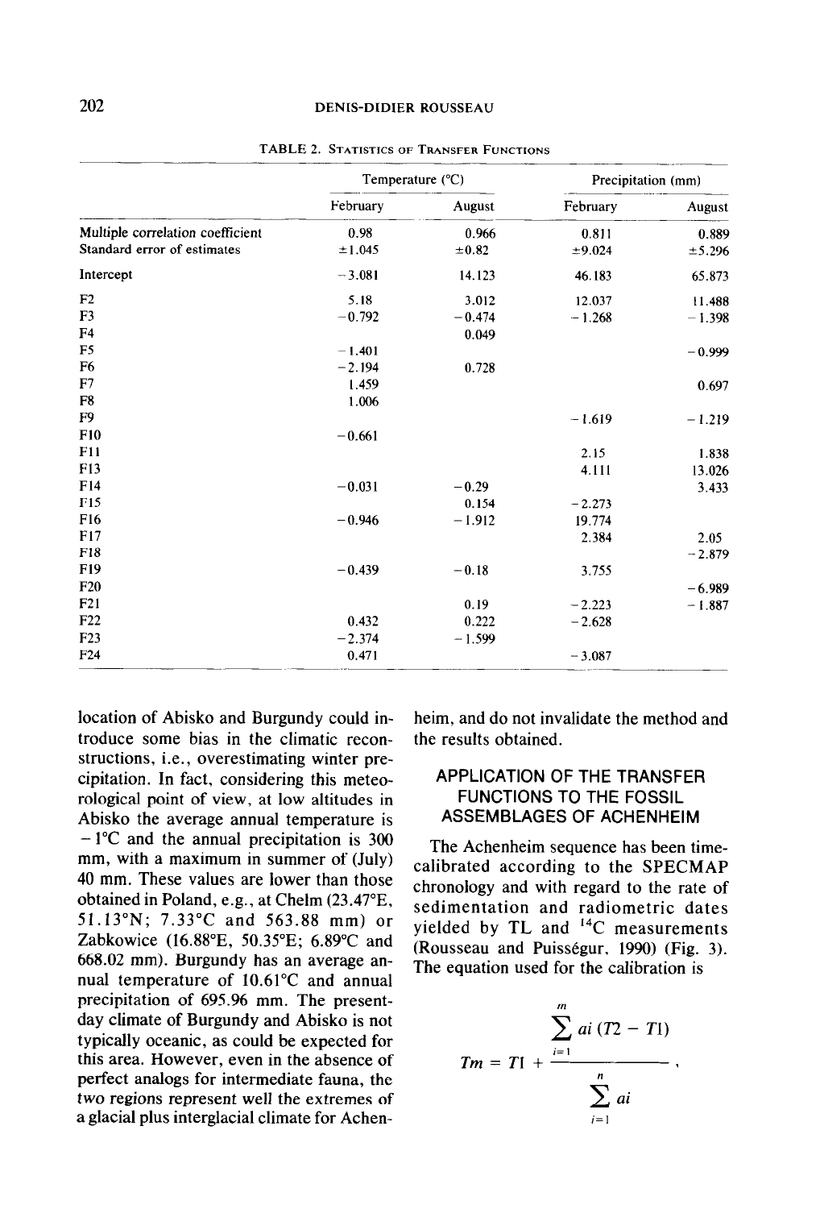TABLE 2. STATISTICS OF TRANSFER FUNCTIONS

| | Temperature (°C) | | Precipitation (mm) | |
|---|---|---|---|---|
| | February | August | February | August |
| Multiple correlation coefficient | 0.98 | 0.966 | 0.811 | 0.889 |
| Standard error of estimates | ±1.045 | ±0.82 | ±9.024 | ±5.296 |
| Intercept | −3.081 | 14.123 | 46.183 | 65.873 |
| F2 | 5.18 | 3.012 | 12.037 | 11.488 |
| F3 | −0.792 | −0.474 | −1.268 | −1.398 |
| F4 | | 0.049 | | |
| F5 | −1.401 | | | −0.999 |
| F6 | −2.194 | 0.728 | | |
| F7 | 1.459 | | | 0.697 |
| F8 | 1.006 | | | |
| F9 | | | −1.619 | −1.219 |
| F10 | −0.661 | | | |
| F11 | | | 2.15 | 1.838 |
| F13 | | | 4.111 | 13.026 |
| F14 | −0.031 | −0.29 | | 3.433 |
| F15 | | 0.154 | −2.273 | |
| F16 | −0.946 | −1.912 | 19.774 | |
| F17 | | | 2.384 | 2.05 |
| F18 | | | | −2.879 |
| F19 | −0.439 | −0.18 | 3.755 | |
| F20 | | | | −6.989 |
| F21 | | 0.19 | −2.223 | −1.887 |
| F22 | 0.432 | 0.222 | −2.628 | |
| F23 | −2.374 | −1.599 | | |
| F24 | 0.471 | | −3.087 | |

location of Abisko and Burgundy could introduce some bias in the climatic reconstructions, i.e., overestimating winter precipitation. In fact, considering this meteorological point of view, at low altitudes in Abisko the average annual temperature is −1°C and the annual precipitation is 300 mm, with a maximum in summer of (July) 40 mm. These values are lower than those obtained in Poland, e.g., at Chelm (23.47°E, 51.13°N; 7.33°C and 563.88 mm) or Zabkowice (16.88°E, 50.35°E; 6.89°C and 668.02 mm). Burgundy has an average annual temperature of 10.61°C and annual precipitation of 695.96 mm. The present-day climate of Burgundy and Abisko is not typically oceanic, as could be expected for this area. However, even in the absence of perfect analogs for intermediate fauna, the two regions represent well the extremes of a glacial plus interglacial climate for Achenheim, and do not invalidate the method and the results obtained.

## APPLICATION OF THE TRANSFER FUNCTIONS TO THE FOSSIL ASSEMBLAGES OF ACHENHEIM

The Achenheim sequence has been time-calibrated according to the SPECMAP chronology and with regard to the rate of sedimentation and radiometric dates yielded by TL and $^{14}C$ measurements (Rousseau and Puisségur, 1990) (Fig. 3). The equation used for the calibration is

$$Tm = T1 + \frac{\sum_{i=1}^{m} ai\,(T2 - T1)}{\sum_{i=1}^{n} ai},$$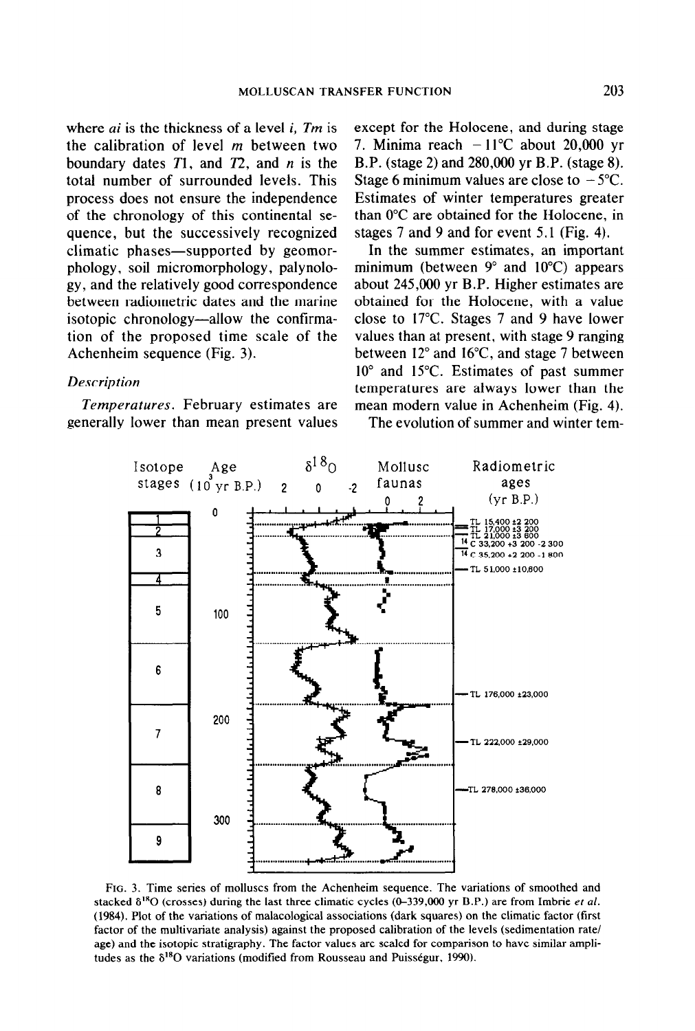where $a_i$ is the thickness of a level $i$, $T_m$ is the calibration of level $m$ between two boundary dates $T_1$, and $T_2$, and $n$ is the total number of surrounded levels. This process does not ensure the independence of the chronology of this continental sequence, but the successively recognized climatic phases—supported by geomorphology, soil micromorphology, palynology, and the relatively good correspondence between radiometric dates and the marine isotopic chronology—allow the confirmation of the proposed time scale of the Achenheim sequence (Fig. 3).

### *Description*

*Temperatures.* February estimates are generally lower than mean present values except for the Holocene, and during stage 7. Minima reach −11°C about 20,000 yr B.P. (stage 2) and 280,000 yr B.P. (stage 8). Stage 6 minimum values are close to −5°C. Estimates of winter temperatures greater than 0°C are obtained for the Holocene, in stages 7 and 9 and for event 5.1 (Fig. 4).

In the summer estimates, an important minimum (between 9° and 10°C) appears about 245,000 yr B.P. Higher estimates are obtained for the Holocene, with a value close to 17°C. Stages 7 and 9 have lower values than at present, with stage 9 ranging between 12° and 16°C, and stage 7 between 10° and 15°C. Estimates of past summer temperatures are always lower than the mean modern value in Achenheim (Fig. 4).

The evolution of summer and winter tem-

FIG. 3. Time series of molluscs from the Achenheim sequence. The variations of smoothed and stacked $\delta^{18}O$ (crosses) during the last three climatic cycles (0–339,000 yr B.P.) are from Imbrie *et al.* (1984). Plot of the variations of malacological associations (dark squares) on the climatic factor (first factor of the multivariate analysis) against the proposed calibration of the levels (sedimentation rate/age) and the isotopic stratigraphy. The factor values are scaled for comparison to have similar amplitudes as the $\delta^{18}O$ variations (modified from Rousseau and Puisségur, 1990).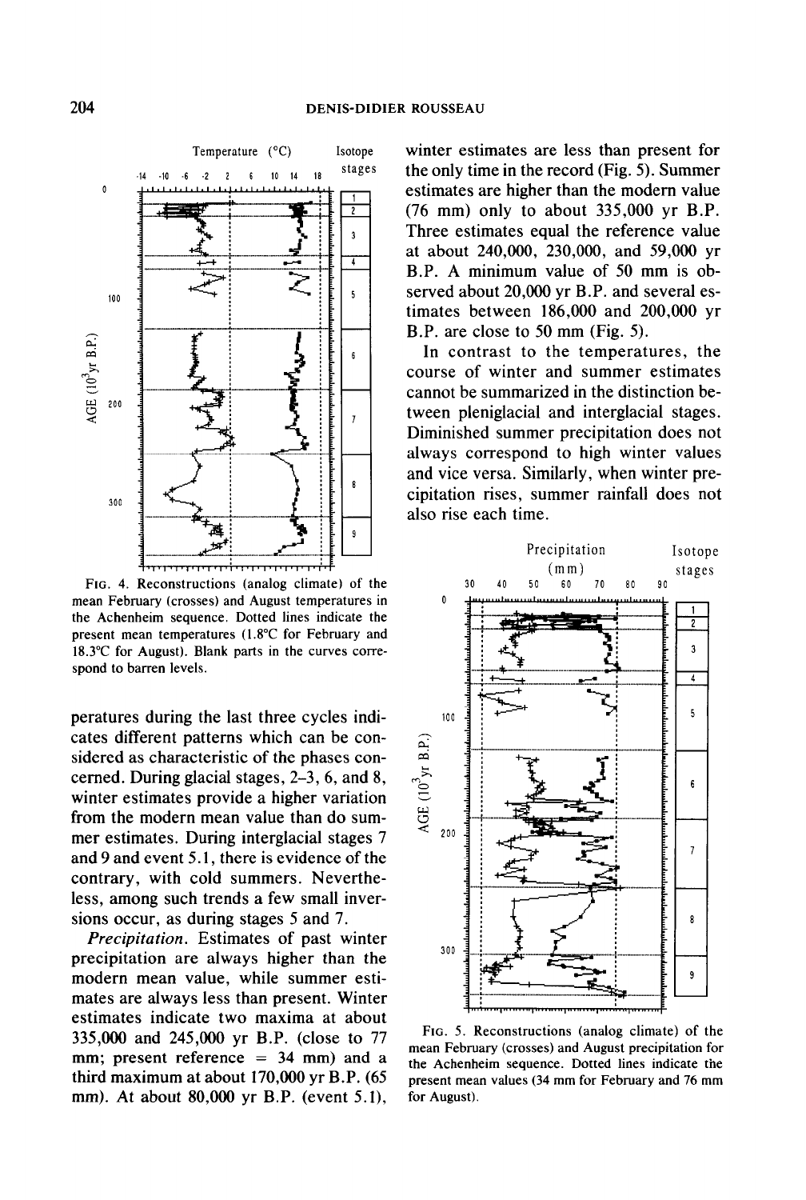FIG. 4. Reconstructions (analog climate) of the mean February (crosses) and August temperatures in the Achenheim sequence. Dotted lines indicate the present mean temperatures (1.8°C for February and 18.3°C for August). Blank parts in the curves correspond to barren levels.

peratures during the last three cycles indicates different patterns which can be considered as characteristic of the phases concerned. During glacial stages, 2–3, 6, and 8, winter estimates provide a higher variation from the modern mean value than do summer estimates. During interglacial stages 7 and 9 and event 5.1, there is evidence of the contrary, with cold summers. Nevertheless, among such trends a few small inversions occur, as during stages 5 and 7.

*Precipitation.* Estimates of past winter precipitation are always higher than the modern mean value, while summer estimates are always less than present. Winter estimates indicate two maxima at about 335,000 and 245,000 yr B.P. (close to 77 mm; present reference = 34 mm) and a third maximum at about 170,000 yr B.P. (65 mm). At about 80,000 yr B.P. (event 5.1), winter estimates are less than present for the only time in the record (Fig. 5). Summer estimates are higher than the modern value (76 mm) only to about 335,000 yr B.P. Three estimates equal the reference value at about 240,000, 230,000, and 59,000 yr B.P. A minimum value of 50 mm is observed about 20,000 yr B.P. and several estimates between 186,000 and 200,000 yr B.P. are close to 50 mm (Fig. 5).

In contrast to the temperatures, the course of winter and summer estimates cannot be summarized in the distinction between pleniglacial and interglacial stages. Diminished summer precipitation does not always correspond to high winter values and vice versa. Similarly, when winter precipitation rises, summer rainfall does not also rise each time.

FIG. 5. Reconstructions (analog climate) of the mean February (crosses) and August precipitation for the Achenheim sequence. Dotted lines indicate the present mean values (34 mm for February and 76 mm for August).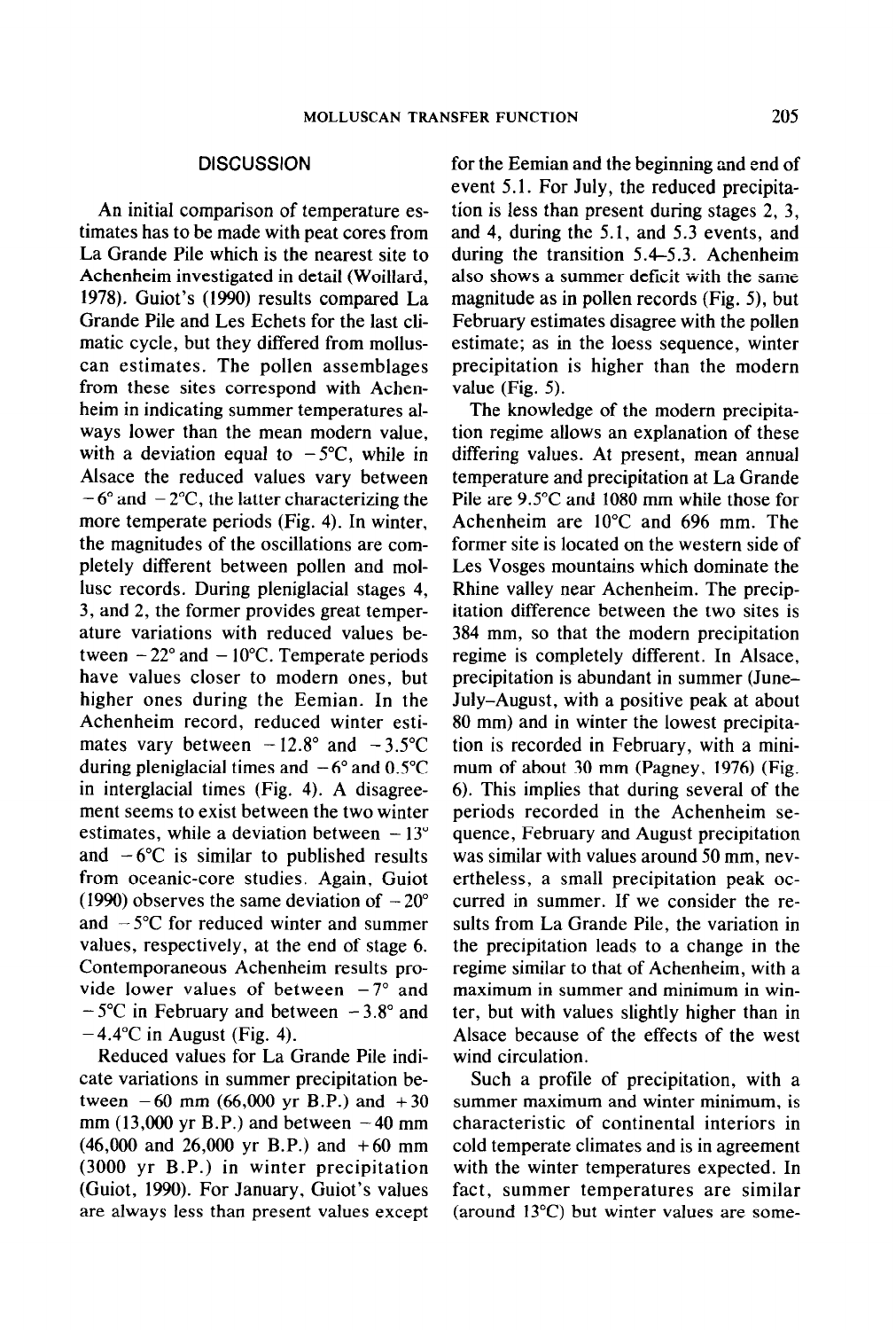## DISCUSSION

An initial comparison of temperature estimates has to be made with peat cores from La Grande Pile which is the nearest site to Achenheim investigated in detail (Woillard, 1978). Guiot's (1990) results compared La Grande Pile and Les Echets for the last climatic cycle, but they differed from molluscan estimates. The pollen assemblages from these sites correspond with Achenheim in indicating summer temperatures always lower than the mean modern value, with a deviation equal to −5°C, while in Alsace the reduced values vary between −6° and −2°C, the latter characterizing the more temperate periods (Fig. 4). In winter, the magnitudes of the oscillations are completely different between pollen and mollusc records. During pleniglacial stages 4, 3, and 2, the former provides great temperature variations with reduced values between −22° and −10°C. Temperate periods have values closer to modern ones, but higher ones during the Eemian. In the Achenheim record, reduced winter estimates vary between −12.8° and −3.5°C during pleniglacial times and −6° and 0.5°C in interglacial times (Fig. 4). A disagreement seems to exist between the two winter estimates, while a deviation between −13° and −6°C is similar to published results from oceanic-core studies. Again, Guiot (1990) observes the same deviation of −20° and −5°C for reduced winter and summer values, respectively, at the end of stage 6. Contemporaneous Achenheim results provide lower values of between −7° and −5°C in February and between −3.8° and −4.4°C in August (Fig. 4).

Reduced values for La Grande Pile indicate variations in summer precipitation between −60 mm (66,000 yr B.P.) and +30 mm (13,000 yr B.P.) and between −40 mm (46,000 and 26,000 yr B.P.) and +60 mm (3000 yr B.P.) in winter precipitation (Guiot, 1990). For January, Guiot's values are always less than present values except for the Eemian and the beginning and end of event 5.1. For July, the reduced precipitation is less than present during stages 2, 3, and 4, during the 5.1, and 5.3 events, and during the transition 5.4–5.3. Achenheim also shows a summer deficit with the same magnitude as in pollen records (Fig. 5), but February estimates disagree with the pollen estimate; as in the loess sequence, winter precipitation is higher than the modern value (Fig. 5).

The knowledge of the modern precipitation regime allows an explanation of these differing values. At present, mean annual temperature and precipitation at La Grande Pile are 9.5°C and 1080 mm while those for Achenheim are 10°C and 696 mm. The former site is located on the western side of Les Vosges mountains which dominate the Rhine valley near Achenheim. The precipitation difference between the two sites is 384 mm, so that the modern precipitation regime is completely different. In Alsace, precipitation is abundant in summer (June–July–August, with a positive peak at about 80 mm) and in winter the lowest precipitation is recorded in February, with a minimum of about 30 mm (Pagney, 1976) (Fig. 6). This implies that during several of the periods recorded in the Achenheim sequence, February and August precipitation was similar with values around 50 mm, nevertheless, a small precipitation peak occurred in summer. If we consider the results from La Grande Pile, the variation in the precipitation leads to a change in the regime similar to that of Achenheim, with a maximum in summer and minimum in winter, but with values slightly higher than in Alsace because of the effects of the west wind circulation.

Such a profile of precipitation, with a summer maximum and winter minimum, is characteristic of continental interiors in cold temperate climates and is in agreement with the winter temperatures expected. In fact, summer temperatures are similar (around 13°C) but winter values are some-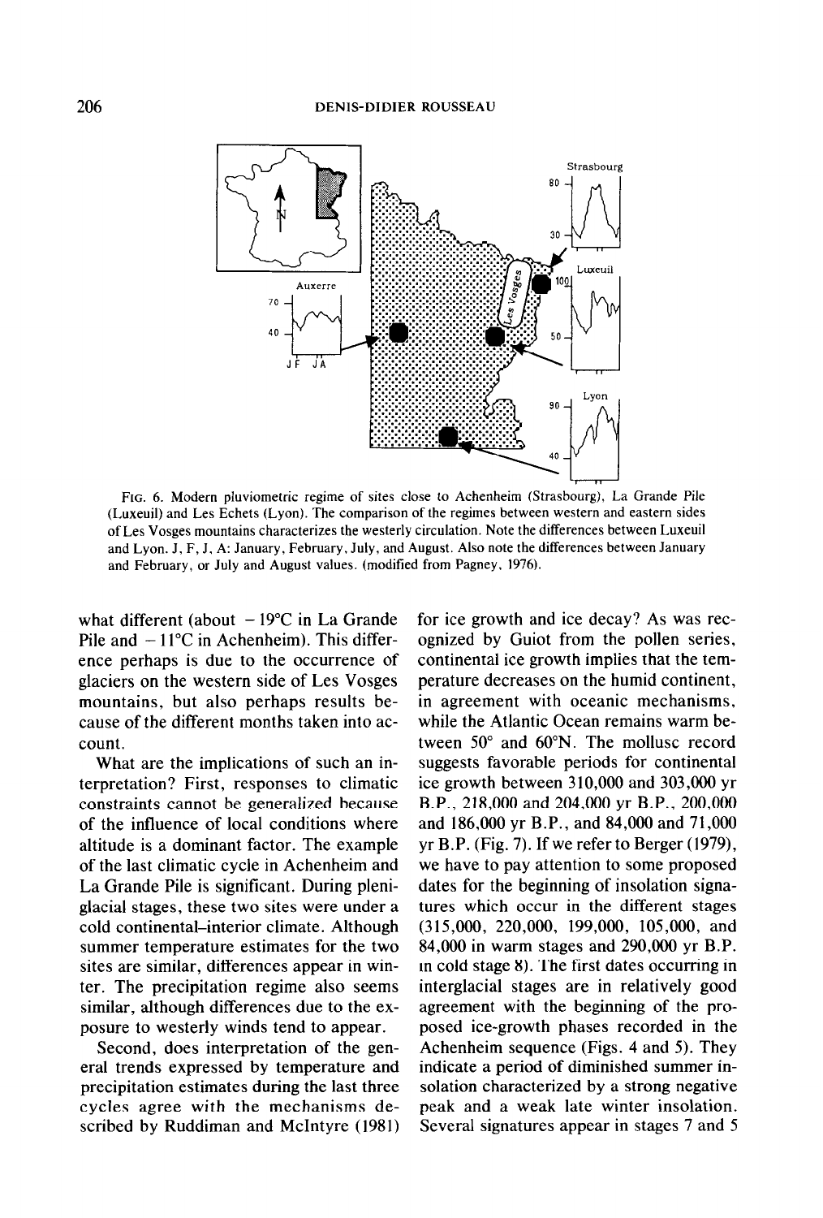FIG. 6. Modern pluviometric regime of sites close to Achenheim (Strasbourg), La Grande Pile (Luxeuil) and Les Echets (Lyon). The comparison of the regimes between western and eastern sides of Les Vosges mountains characterizes the westerly circulation. Note the differences between Luxeuil and Lyon. J, F, J, A: January, February, July, and August. Also note the differences between January and February, or July and August values. (modified from Pagney, 1976).

what different (about −19°C in La Grande Pile and −11°C in Achenheim). This difference perhaps is due to the occurrence of glaciers on the western side of Les Vosges mountains, but also perhaps results because of the different months taken into account.

What are the implications of such an interpretation? First, responses to climatic constraints cannot be generalized because of the influence of local conditions where altitude is a dominant factor. The example of the last climatic cycle in Achenheim and La Grande Pile is significant. During pleniglacial stages, these two sites were under a cold continental–interior climate. Although summer temperature estimates for the two sites are similar, differences appear in winter. The precipitation regime also seems similar, although differences due to the exposure to westerly winds tend to appear.

Second, does interpretation of the general trends expressed by temperature and precipitation estimates during the last three cycles agree with the mechanisms described by Ruddiman and McIntyre (1981) for ice growth and ice decay? As was recognized by Guiot from the pollen series, continental ice growth implies that the temperature decreases on the humid continent, in agreement with oceanic mechanisms, while the Atlantic Ocean remains warm between 50° and 60°N. The mollusc record suggests favorable periods for continental ice growth between 310,000 and 303,000 yr B.P., 218,000 and 204,000 yr B.P., 200,000 and 186,000 yr B.P., and 84,000 and 71,000 yr B.P. (Fig. 7). If we refer to Berger (1979), we have to pay attention to some proposed dates for the beginning of insolation signatures which occur in the different stages (315,000, 220,000, 199,000, 105,000, and 84,000 in warm stages and 290,000 yr B.P. in cold stage 8). The first dates occurring in interglacial stages are in relatively good agreement with the beginning of the proposed ice-growth phases recorded in the Achenheim sequence (Figs. 4 and 5). They indicate a period of diminished summer insolation characterized by a strong negative peak and a weak late winter insolation. Several signatures appear in stages 7 and 5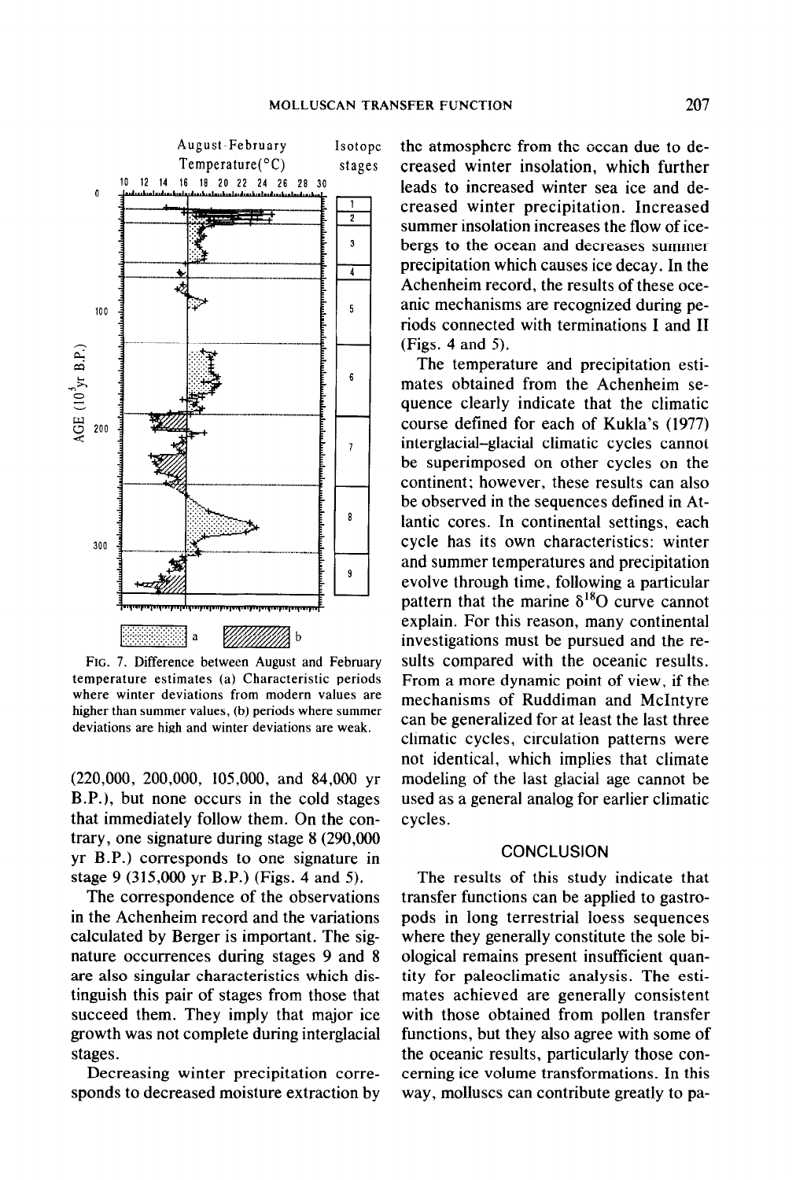FIG. 7. Difference between August and February temperature estimates (a) Characteristic periods where winter deviations from modern values are higher than summer values, (b) periods where summer deviations are high and winter deviations are weak.

(220,000, 200,000, 105,000, and 84,000 yr B.P.), but none occurs in the cold stages that immediately follow them. On the contrary, one signature during stage 8 (290,000 yr B.P.) corresponds to one signature in stage 9 (315,000 yr B.P.) (Figs. 4 and 5).

The correspondence of the observations in the Achenheim record and the variations calculated by Berger is important. The signature occurrences during stages 9 and 8 are also singular characteristics which distinguish this pair of stages from those that succeed them. They imply that major ice growth was not complete during interglacial stages.

Decreasing winter precipitation corresponds to decreased moisture extraction by the atmosphere from the ocean due to decreased winter insolation, which further leads to increased winter sea ice and decreased winter precipitation. Increased summer insolation increases the flow of icebergs to the ocean and decreases summer precipitation which causes ice decay. In the Achenheim record, the results of these oceanic mechanisms are recognized during periods connected with terminations I and II (Figs. 4 and 5).

The temperature and precipitation estimates obtained from the Achenheim sequence clearly indicate that the climatic course defined for each of Kukla's (1977) interglacial–glacial climatic cycles cannot be superimposed on other cycles on the continent; however, these results can also be observed in the sequences defined in Atlantic cores. In continental settings, each cycle has its own characteristics: winter and summer temperatures and precipitation evolve through time, following a particular pattern that the marine $\delta^{18}O$ curve cannot explain. For this reason, many continental investigations must be pursued and the results compared with the oceanic results. From a more dynamic point of view, if the mechanisms of Ruddiman and McIntyre can be generalized for at least the last three climatic cycles, circulation patterns were not identical, which implies that climate modeling of the last glacial age cannot be used as a general analog for earlier climatic cycles.

## CONCLUSION

The results of this study indicate that transfer functions can be applied to gastropods in long terrestrial loess sequences where they generally constitute the sole biological remains present insufficient quantity for paleoclimatic analysis. The estimates achieved are generally consistent with those obtained from pollen transfer functions, but they also agree with some of the oceanic results, particularly those concerning ice volume transformations. In this way, molluscs can contribute greatly to pa-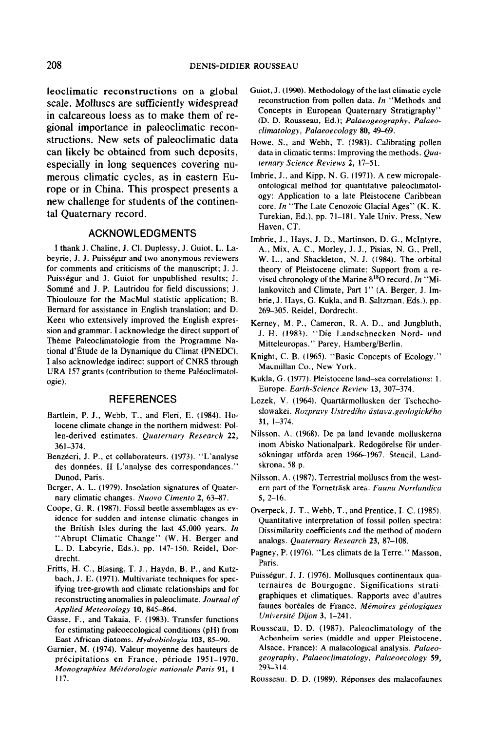leoclimatic reconstructions on a global scale. Molluscs are sufficiently widespread in calcareous loess as to make them of regional importance in paleoclimatic reconstructions. New sets of paleoclimatic data can likely be obtained from such deposits, especially in long sequences covering numerous climatic cycles, as in eastern Europe or in China. This prospect presents a new challenge for students of the continental Quaternary record.

## ACKNOWLEDGMENTS

I thank J. Chaline, J. Cl. Duplessy, J. Guiot, L. Labeyrie, J. J. Puisségur and two anonymous reviewers for comments and criticisms of the manuscript; J. J. Puisségur and J. Guiot for unpublished results; J. Sommé and J. P. Lautridou for field discussions; J. Thioulouze for the MacMul statistic application; B. Bernard for assistance in English translation; and D. Keen who extensively improved the English expression and grammar. I acknowledge the direct support of Thème Paleoclimatologie from the Programme National d'Étude de la Dynamique du Climat (PNEDC). I also acknowledge indirect support of CNRS through URA 157 grants (contribution to theme Paléoclimatologie).

## REFERENCES

Bartlein, P. J., Webb, T., and Fleri, E. (1984). Holocene climate change in the northern midwest: Pollen-derived estimates. *Quaternary Research* **22**, 361–374.

Benzécri, J. P., et collaborateurs. (1973). "L'analyse des données. II L'analyse des correspondances." Dunod, Paris.

Berger, A. L. (1979). Insolation signatures of Quaternary climatic changes. *Nuovo Cimento* **2**, 63–87.

Coope, G. R. (1987). Fossil beetle assemblages as evidence for sudden and intense climatic changes in the British Isles during the last 45,000 years. *In* "Abrupt Climatic Change" (W. H. Berger and L. D. Labeyrie, Eds.), pp. 147–150. Reidel, Dordrecht.

Fritts, H. C., Blasing, T. J., Haydn, B. P., and Kutzbach, J. E. (1971). Multivariate techniques for specifying tree-growth and climate relationships and for reconstructing anomalies in paleoclimate. *Journal of Applied Meteorology* **10**, 845–864.

Gasse, F., and Takaia, F. (1983). Transfer functions for estimating paleoecological conditions (pH) from East African diatoms. *Hydrobiologia* **103**, 85–90.

Garnier, M. (1974). Valeur moyenne des hauteurs de précipitations en France, période 1951–1970. *Monographies Météorologie nationale Paris* **91**, 1 117.

Guiot, J. (1990). Methodology of the last climatic cycle reconstruction from pollen data. *In* "Methods and Concepts in European Quaternary Stratigraphy" (D. D. Rousseau, Ed.); *Palaeogeography, Palaeoclimatology, Palaeoecology* **80**, 49–69.

Howe, S., and Webb, T. (1983). Calibrating pollen data in climatic terms: Improving the methods. *Quaternary Science Reviews* **2**, 17–51.

Imbrie, J., and Kipp, N. G. (1971). A new micropaleontological method for quantitative paleoclimatology: Application to a late Pleistocene Caribbean core. *In* "The Late Cenozoic Glacial Ages" (K. K. Turekian, Ed.), pp. 71–181. Yale Univ. Press, New Haven, CT.

Imbrie, J., Hays, J. D., Martinson, D. G., McIntyre, A., Mix, A. C., Morley, J. J., Pisias, N. G., Prell, W. L., and Shackleton, N. J. (1984). The orbital theory of Pleistocene climate: Support from a revised chronology of the Marine $\delta^{18}O$ record. *In* "Milankovitch and Climate, Part 1" (A. Berger, J. Imbrie, J. Hays, G. Kukla, and B. Saltzman, Eds.), pp. 269–305. Reidel, Dordrecht.

Kerney, M. P., Cameron, R. A. D., and Jungbluth, J. H. (1983). "Die Landschnecken Nord- und Mitteleuropas." Parey, Hamberg/Berlin.

Knight, C. B. (1965). "Basic Concepts of Ecology." Macmillan Co., New York.

Kukla, G. (1977). Pleistocene land–sea correlations: 1. Europe. *Earth-Science Review* **13**, 307–374.

Lozek, V. (1964). Quartärmollusken der Tschechoslowakei. *Rozpravy Ustredího ústavu.geologického* **31**, 1–374.

Nilsson, A. (1968). De pa land levande molluskerna inom Abisko Nationalpark. Redogörelse för undersökningar utförda aren 1966–1967. Stencil, Landskrona, 58 p.

Nilsson, A. (1987). Terrestrial molluscs from the western part of the Torneträsk area. *Fauna Norrlandica* **5**, 2–16.

Overpeck, J. T., Webb, T., and Prentice, I. C. (1985). Quantitative interpretation of fossil pollen spectra: Dissimilarity coefficients and the method of modern analogs. *Quaternary Research* **23**, 87–108.

Pagney, P. (1976). "Les climats de la Terre." Masson, Paris.

Puisségur, J. J. (1976). Mollusques continentaux quaternaires de Bourgogne. Significations stratigraphiques et climatiques. Rapports avec d'autres faunes boréales de France. *Mémoires géologiques Université Dijon* **3**, 1–241.

Rousseau, D. D. (1987). Paleoclimatology of the Achenheim series (middle and upper Pleistocene, Alsace, France): A malacological analysis. *Palaeogeography, Palaeoclimatology, Palaeoecology* **59**, 293–314.

Rousseau, D. D. (1989). Réponses des malacofaunes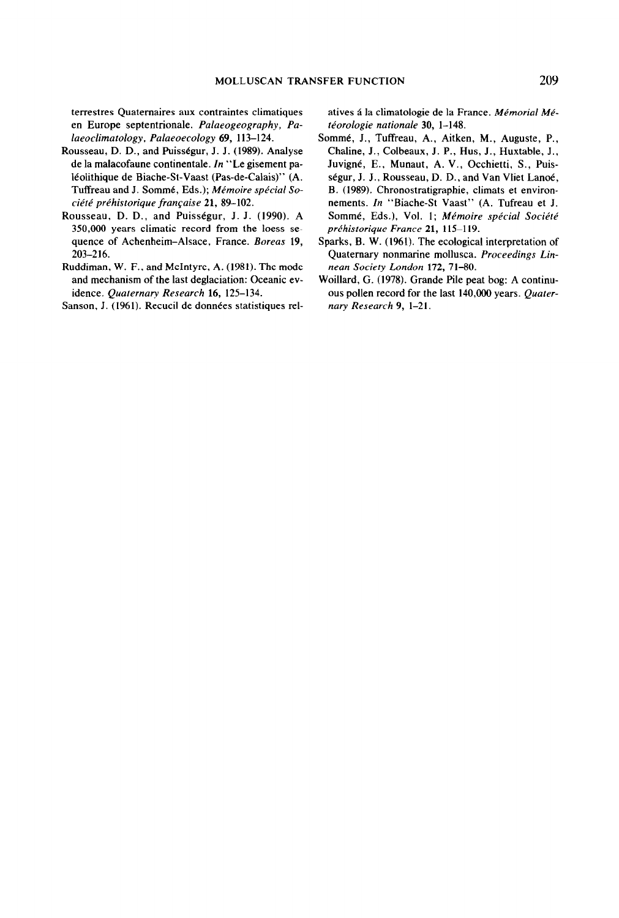terrestres Quaternaires aux contraintes climatiques en Europe septentrionale. *Palaeogeography, Palaeoclimatology, Palaeoecology* **69,** 113–124.

Rousseau, D. D., and Puisségur, J. J. (1989). Analyse de la malacofaune continentale. *In* "Le gisement paléolithique de Biache-St-Vaast (Pas-de-Calais)" (A. Tuffreau and J. Sommé, Eds.); *Mémoire spécial Société préhistorique française* **21,** 89–102.

Rousseau, D. D., and Puisségur, J. J. (1990). A 350,000 years climatic record from the loess sequence of Achenheim–Alsace, France. *Boreas* **19,** 203–216.

Ruddiman, W. F., and McIntyre, A. (1981). The mode and mechanism of the last deglaciation: Oceanic evidence. *Quaternary Research* **16,** 125–134.

Sanson, J. (1961). Recucil de données statistiques relatives á la climatologie de la France. *Mémorial Météorologie nationale* **30,** 1–148.

Sommé, J., Tuffreau, A., Aitken, M., Auguste, P., Chaline, J., Colbeaux, J. P., Hus, J., Huxtable, J., Juvigné, E., Munaut, A. V., Occhietti, S., Puisségur, J. J., Rousseau, D. D., and Van Vliet Lanoé, B. (1989). Chronostratigraphie, climats et environnements. *In* "Biache-St Vaast" (A. Tufreau et J. Sommé, Eds.), Vol. 1; *Mémoire spécial Société préhistorique France* **21,** 115–119.

Sparks, B. W. (1961). The ecological interpretation of Quaternary nonmarine mollusca. *Proceedings Linnean Society London* **172,** 71–80.

Woillard, G. (1978). Grande Pile peat bog: A continuous pollen record for the last 140,000 years. *Quaternary Research* **9,** 1–21.